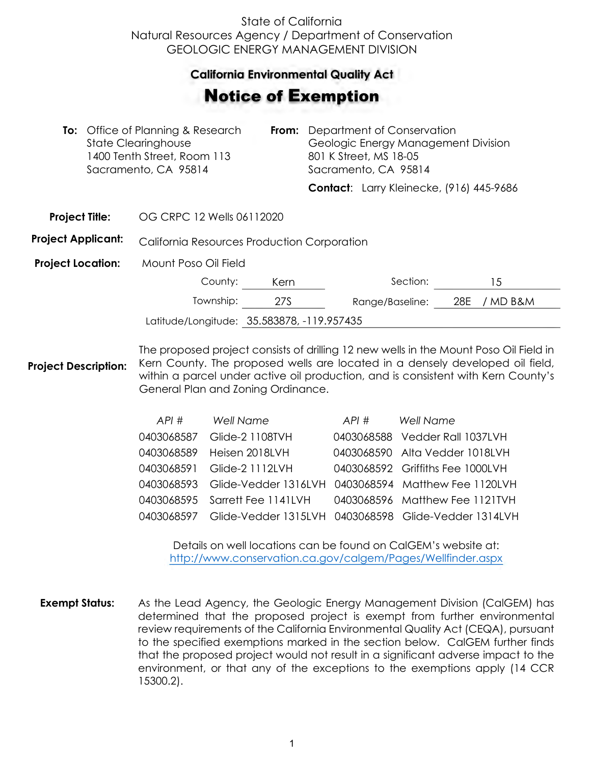State of California
Natural Resources Agency / Department of Conservation
GEOLOGIC ENERGY MANAGEMENT DIVISION

## California Environmental Quality Act

# Notice of Exemption

**To:** Office of Planning & Research
State Clearinghouse
1400 Tenth Street, Room 113
Sacramento, CA 95814

**From:** Department of Conservation
Geologic Energy Management Division
801 K Street, MS 18-05
Sacramento, CA 95814

**Contact**: Larry Kleinecke, (916) 445-9686

**Project Title:** OG CRPC 12 Wells 06112020

**Project Applicant:** California Resources Production Corporation

**Project Location:** Mount Poso Oil Field

County: Kern
Section: 15
Township: 27S
Range/Baseline: 28E / MD B&M
Latitude/Longitude: 35.583878, -119.957435

**Project Description:** The proposed project consists of drilling 12 new wells in the Mount Poso Oil Field in Kern County. The proposed wells are located in a densely developed oil field, within a parcel under active oil production, and is consistent with Kern County's General Plan and Zoning Ordinance.

| *API #* | *Well Name* | *API #* | *Well Name* |
|---|---|---|---|
| 0403068587 | Glide-2 1108TVH | 0403068588 | Vedder Rall 1037LVH |
| 0403068589 | Heisen 2018LVH | 0403068590 | Alta Vedder 1018LVH |
| 0403068591 | Glide-2 1112LVH | 0403068592 | Griffiths Fee 1000LVH |
| 0403068593 | Glide-Vedder 1316LVH | 0403068594 | Matthew Fee 1120LVH |
| 0403068595 | Sarrett Fee 1141LVH | 0403068596 | Matthew Fee 1121TVH |
| 0403068597 | Glide-Vedder 1315LVH | 0403068598 | Glide-Vedder 1314LVH |

Details on well locations can be found on CalGEM's website at:
http://www.conservation.ca.gov/calgem/Pages/Wellfinder.aspx

**Exempt Status:** As the Lead Agency, the Geologic Energy Management Division (CalGEM) has determined that the proposed project is exempt from further environmental review requirements of the California Environmental Quality Act (CEQA), pursuant to the specified exemptions marked in the section below. CalGEM further finds that the proposed project would not result in a significant adverse impact to the environment, or that any of the exceptions to the exemptions apply (14 CCR 15300.2).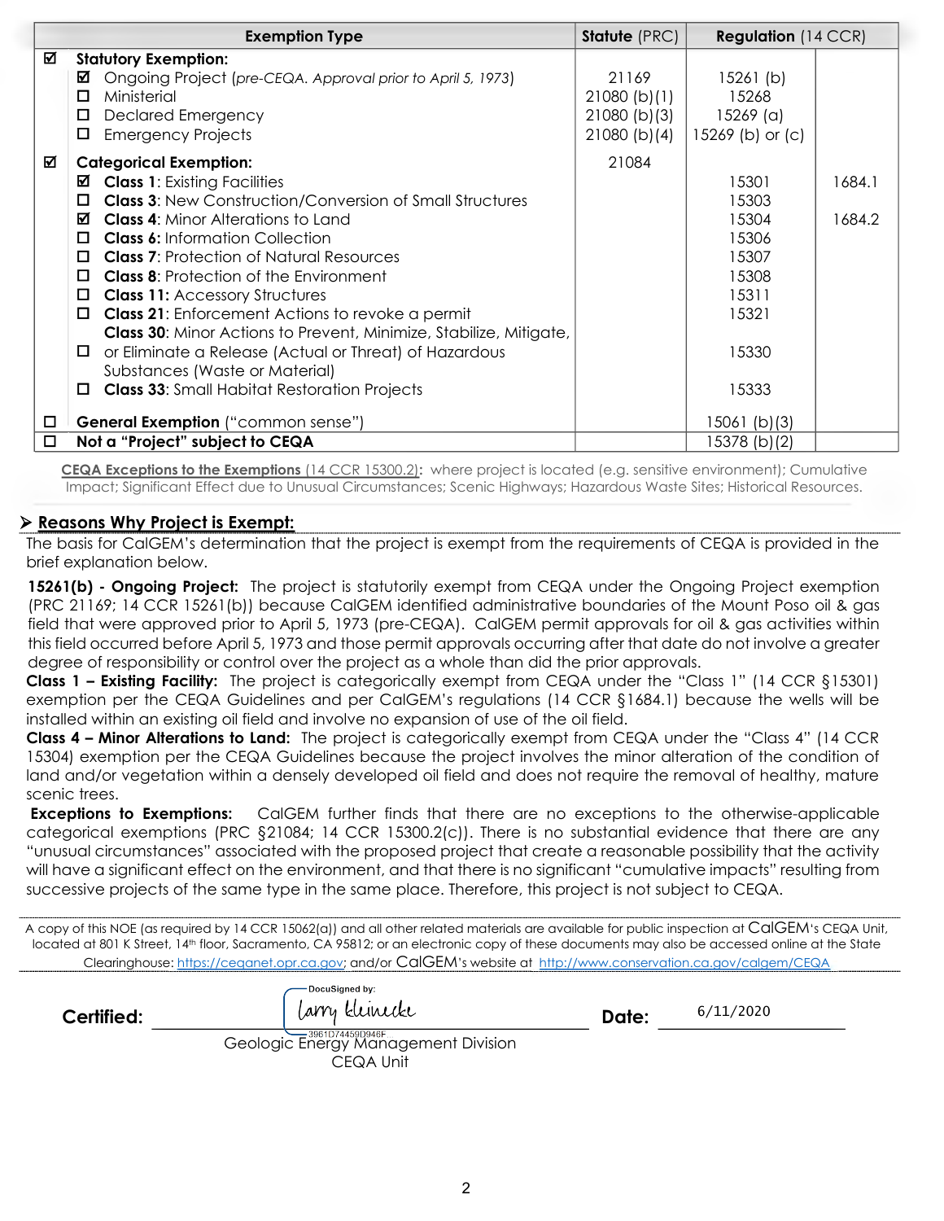| | Exemption Type | Statute (PRC) | Regulation (14 CCR) | |
|---|---|---|---|---|
| ☑ | **Statutory Exemption:** | | | |
| | ☑ Ongoing Project (*pre-CEQA. Approval prior to April 5, 1973*) | 21169 | 15261 (b) | |
| | ☐ Ministerial | 21080 (b)(1) | 15268 | |
| | ☐ Declared Emergency | 21080 (b)(3) | 15269 (a) | |
| | ☐ Emergency Projects | 21080 (b)(4) | 15269 (b) or (c) | |
| ☑ | **Categorical Exemption:** | 21084 | | |
| | ☑ **Class 1**: Existing Facilities | | 15301 | 1684.1 |
| | ☐ **Class 3**: New Construction/Conversion of Small Structures | | 15303 | |
| | ☑ **Class 4**: Minor Alterations to Land | | 15304 | 1684.2 |
| | ☐ **Class 6:** Information Collection | | 15306 | |
| | ☐ **Class 7**: Protection of Natural Resources | | 15307 | |
| | ☐ **Class 8**: Protection of the Environment | | 15308 | |
| | ☐ **Class 11:** Accessory Structures | | 15311 | |
| | ☐ **Class 21**: Enforcement Actions to revoke a permit | | 15321 | |
| | ☐ **Class 30**: Minor Actions to Prevent, Minimize, Stabilize, Mitigate, or Eliminate a Release (Actual or Threat) of Hazardous Substances (Waste or Material) | | 15330 | |
| | ☐ **Class 33**: Small Habitat Restoration Projects | | 15333 | |
| ☐ | **General Exemption** ("common sense") | | 15061 (b)(3) | |
| ☐ | **Not a "Project" subject to CEQA** | | 15378 (b)(2) | |

CEQA Exceptions to the Exemptions (14 CCR 15300.2): where project is located (e.g. sensitive environment); Cumulative Impact; Significant Effect due to Unusual Circumstances; Scenic Highways; Hazardous Waste Sites; Historical Resources.

## ➢ Reasons Why Project is Exempt:

The basis for CalGEM's determination that the project is exempt from the requirements of CEQA is provided in the brief explanation below.

**15261(b) - Ongoing Project:** The project is statutorily exempt from CEQA under the Ongoing Project exemption (PRC 21169; 14 CCR 15261(b)) because CalGEM identified administrative boundaries of the Mount Poso oil & gas field that were approved prior to April 5, 1973 (pre-CEQA). CalGEM permit approvals for oil & gas activities within this field occurred before April 5, 1973 and those permit approvals occurring after that date do not involve a greater degree of responsibility or control over the project as a whole than did the prior approvals.

**Class 1 – Existing Facility:** The project is categorically exempt from CEQA under the "Class 1" (14 CCR §15301) exemption per the CEQA Guidelines and per CalGEM's regulations (14 CCR §1684.1) because the wells will be installed within an existing oil field and involve no expansion of use of the oil field.

**Class 4 – Minor Alterations to Land:** The project is categorically exempt from CEQA under the "Class 4" (14 CCR 15304) exemption per the CEQA Guidelines because the project involves the minor alteration of the condition of land and/or vegetation within a densely developed oil field and does not require the removal of healthy, mature scenic trees.

**Exceptions to Exemptions:** CalGEM further finds that there are no exceptions to the otherwise-applicable categorical exemptions (PRC §21084; 14 CCR 15300.2(c)). There is no substantial evidence that there are any "unusual circumstances" associated with the proposed project that create a reasonable possibility that the activity will have a significant effect on the environment, and that there is no significant "cumulative impacts" resulting from successive projects of the same type in the same place. Therefore, this project is not subject to CEQA.

A copy of this NOE (as required by 14 CCR 15062(a)) and all other related materials are available for public inspection at CalGEM's CEQA Unit, located at 801 K Street, 14th floor, Sacramento, CA 95812; or an electronic copy of these documents may also be accessed online at the State Clearinghouse: https://ceqanet.opr.ca.gov; and/or CalGEM's website at http://www.conservation.ca.gov/calgem/CEQA

**Certified:** DocuSigned by: Larry Kleinecke 3961D74459D946F
Geologic Energy Management Division
CEQA Unit

**Date:** 6/11/2020